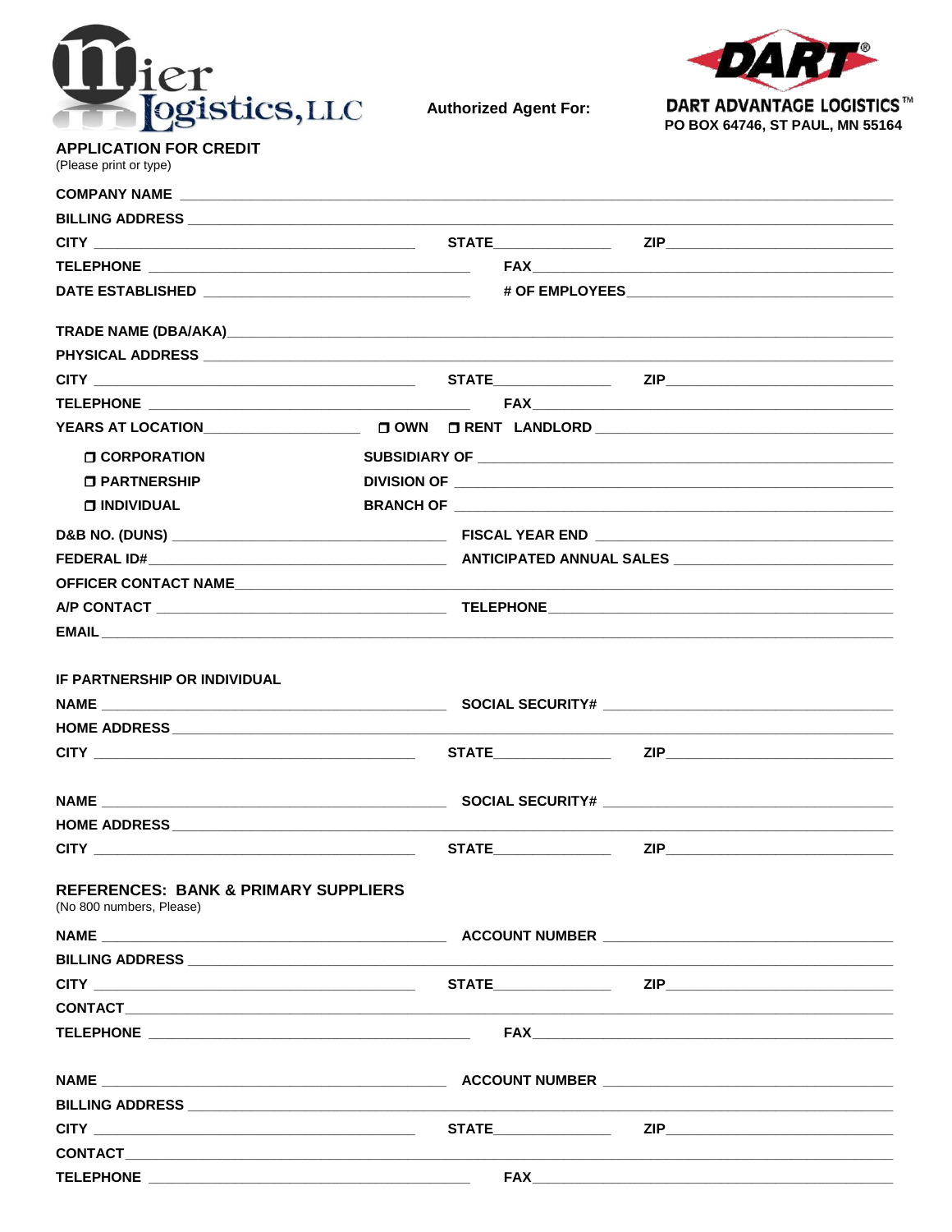Mier Logistics, LLC

**Authorized Agent For:**

**DART ADVANTAGE LOGISTICS™**
**PO BOX 64746, ST PAUL, MN 55164**

## APPLICATION FOR CREDIT

(Please print or type)

**COMPANY NAME** ______________________________

**BILLING ADDRESS** ______________________________

**CITY** ______________ **STATE** ______________ **ZIP** ______________

**TELEPHONE** ______________ **FAX** ______________

**DATE ESTABLISHED** ______________ **# OF EMPLOYEES** ______________

**TRADE NAME (DBA/AKA)** ______________________________

**PHYSICAL ADDRESS** ______________________________

**CITY** ______________ **STATE** ______________ **ZIP** ______________

**TELEPHONE** ______________ **FAX** ______________

**YEARS AT LOCATION** ______________ ❒ **OWN** ❒ **RENT** **LANDLORD** ______________

❒ **CORPORATION** **SUBSIDIARY OF** ______________

❒ **PARTNERSHIP** **DIVISION OF** ______________

❒ **INDIVIDUAL** **BRANCH OF** ______________

**D&B NO. (DUNS)** ______________ **FISCAL YEAR END** ______________

**FEDERAL ID#** ______________ **ANTICIPATED ANNUAL SALES** ______________

**OFFICER CONTACT NAME** ______________________________

**A/P CONTACT** ______________ **TELEPHONE** ______________

**EMAIL** ______________________________

### IF PARTNERSHIP OR INDIVIDUAL

**NAME** ______________ **SOCIAL SECURITY#** ______________

**HOME ADDRESS** ______________________________

**CITY** ______________ **STATE** ______________ **ZIP** ______________

**NAME** ______________ **SOCIAL SECURITY#** ______________

**HOME ADDRESS** ______________________________

**CITY** ______________ **STATE** ______________ **ZIP** ______________

### REFERENCES: BANK & PRIMARY SUPPLIERS

(No 800 numbers, Please)

**NAME** ______________ **ACCOUNT NUMBER** ______________

**BILLING ADDRESS** ______________________________

**CITY** ______________ **STATE** ______________ **ZIP** ______________

**CONTACT** ______________________________

**TELEPHONE** ______________ **FAX** ______________

**NAME** ______________ **ACCOUNT NUMBER** ______________

**BILLING ADDRESS** ______________________________

**CITY** ______________ **STATE** ______________ **ZIP** ______________

**CONTACT** ______________________________

**TELEPHONE** ______________ **FAX** ______________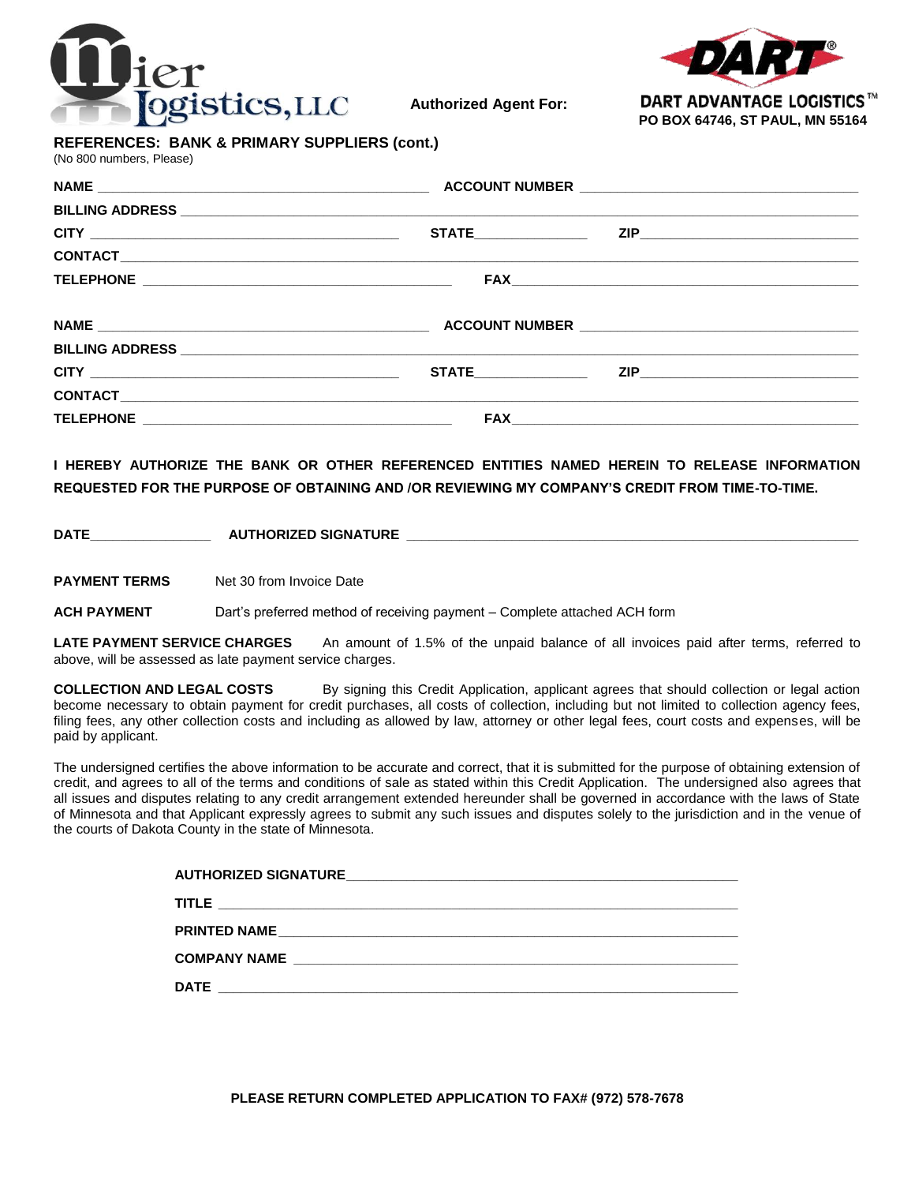Mier Logistics, LLC

Authorized Agent For:

DART ADVANTAGE LOGISTICS™
PO BOX 64746, ST PAUL, MN 55164

**REFERENCES: BANK & PRIMARY SUPPLIERS (cont.)**
(No 800 numbers, Please)

**NAME** ______________________________ **ACCOUNT NUMBER** ______________________________

**BILLING ADDRESS** ____________________________________________________________

**CITY** ______________________________ **STATE**______________ **ZIP**______________________

**CONTACT**____________________________________________________________________

**TELEPHONE** ______________________________ **FAX**______________________________

**NAME** ______________________________ **ACCOUNT NUMBER** ______________________________

**BILLING ADDRESS** ____________________________________________________________

**CITY** ______________________________ **STATE**______________ **ZIP**______________________

**CONTACT**____________________________________________________________________

**TELEPHONE** ______________________________ **FAX**______________________________

**I HEREBY AUTHORIZE THE BANK OR OTHER REFERENCED ENTITIES NAMED HEREIN TO RELEASE INFORMATION REQUESTED FOR THE PURPOSE OF OBTAINING AND /OR REVIEWING MY COMPANY'S CREDIT FROM TIME-TO-TIME.**

**DATE**______________ **AUTHORIZED SIGNATURE** ____________________________________________

**PAYMENT TERMS** Net 30 from Invoice Date

**ACH PAYMENT** Dart's preferred method of receiving payment – Complete attached ACH form

**LATE PAYMENT SERVICE CHARGES** An amount of 1.5% of the unpaid balance of all invoices paid after terms, referred to above, will be assessed as late payment service charges.

**COLLECTION AND LEGAL COSTS** By signing this Credit Application, applicant agrees that should collection or legal action become necessary to obtain payment for credit purchases, all costs of collection, including but not limited to collection agency fees, filing fees, any other collection costs and including as allowed by law, attorney or other legal fees, court costs and expenses, will be paid by applicant.

The undersigned certifies the above information to be accurate and correct, that it is submitted for the purpose of obtaining extension of credit, and agrees to all of the terms and conditions of sale as stated within this Credit Application. The undersigned also agrees that all issues and disputes relating to any credit arrangement extended hereunder shall be governed in accordance with the laws of State of Minnesota and that Applicant expressly agrees to submit any such issues and disputes solely to the jurisdiction and in the venue of the courts of Dakota County in the state of Minnesota.

**AUTHORIZED SIGNATURE**____________________________________________

**TITLE** ____________________________________________

**PRINTED NAME**____________________________________________

**COMPANY NAME** ____________________________________________

**DATE** ____________________________________________

**PLEASE RETURN COMPLETED APPLICATION TO FAX# (972) 578-7678**